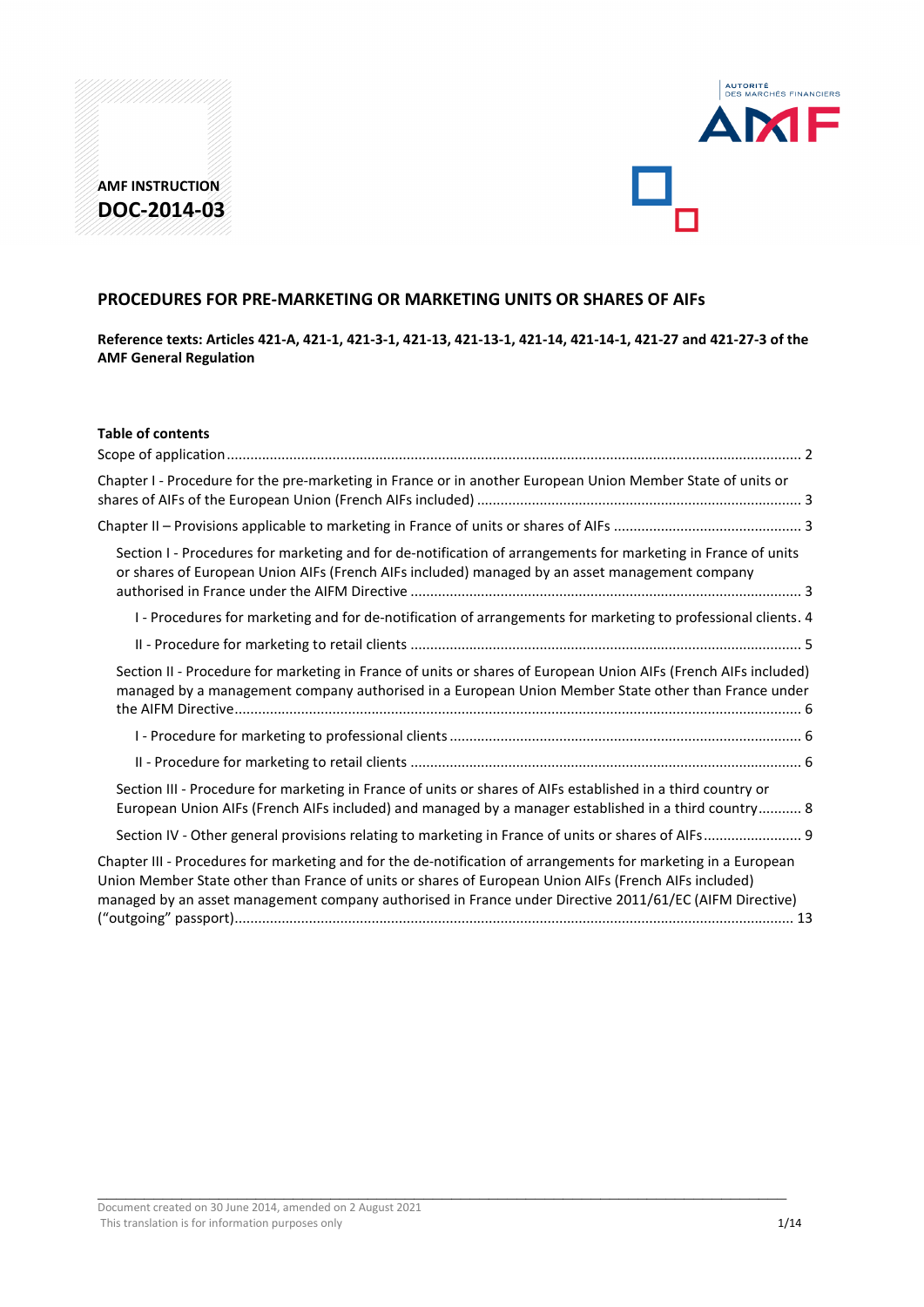**AMF INSTRUCTION**

**DOC-2014-03**

## PROCEDURES FOR PRE-MARKETING OR MARKETING UNITS OR SHARES OF AIFs

**Reference texts: Articles 421-A, 421-1, 421-3-1, 421-13, 421-13-1, 421-14, 421-14-1, 421-27 and 421-27-3 of the AMF General Regulation**

**Table of contents**

Scope of application ..... 2

Chapter I - Procedure for the pre-marketing in France or in another European Union Member State of units or shares of AIFs of the European Union (French AIFs included) ..... 3

Chapter II – Provisions applicable to marketing in France of units or shares of AIFs ..... 3

- Section I - Procedures for marketing and for de-notification of arrangements for marketing in France of units or shares of European Union AIFs (French AIFs included) managed by an asset management company authorised in France under the AIFM Directive ..... 3
  - I - Procedures for marketing and for de-notification of arrangements for marketing to professional clients. 4
  - II - Procedure for marketing to retail clients ..... 5
- Section II - Procedure for marketing in France of units or shares of European Union AIFs (French AIFs included) managed by a management company authorised in a European Union Member State other than France under the AIFM Directive ..... 6
  - I - Procedure for marketing to professional clients ..... 6
  - II - Procedure for marketing to retail clients ..... 6
- Section III - Procedure for marketing in France of units or shares of AIFs established in a third country or European Union AIFs (French AIFs included) and managed by a manager established in a third country ..... 8
- Section IV - Other general provisions relating to marketing in France of units or shares of AIFs ..... 9

Chapter III - Procedures for marketing and for the de-notification of arrangements for marketing in a European Union Member State other than France of units or shares of European Union AIFs (French AIFs included) managed by an asset management company authorised in France under Directive 2011/61/EC (AIFM Directive) (“outgoing” passport) ..... 13

Document created on 30 June 2014, amended on 2 August 2021
This translation is for information purposes only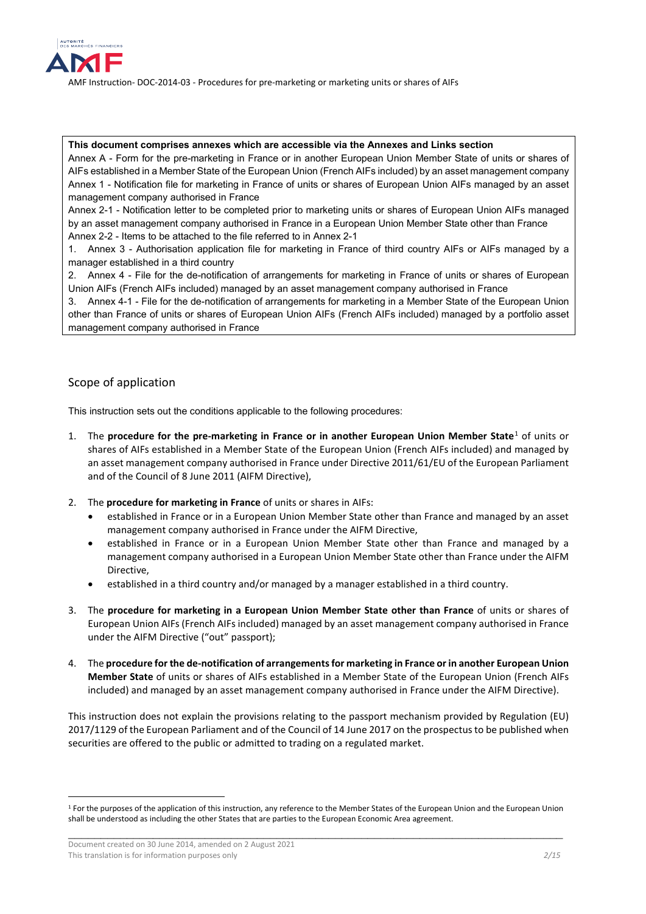**This document comprises annexes which are accessible via the Annexes and Links section**

Annex A - Form for the pre-marketing in France or in another European Union Member State of units or shares of AIFs established in a Member State of the European Union (French AIFs included) by an asset management company

Annex 1 - Notification file for marketing in France of units or shares of European Union AIFs managed by an asset management company authorised in France

Annex 2-1 - Notification letter to be completed prior to marketing units or shares of European Union AIFs managed by an asset management company authorised in France in a European Union Member State other than France

Annex 2-2 - Items to be attached to the file referred to in Annex 2-1

1. Annex 3 - Authorisation application file for marketing in France of third country AIFs or AIFs managed by a manager established in a third country
2. Annex 4 - File for the de-notification of arrangements for marketing in France of units or shares of European Union AIFs (French AIFs included) managed by an asset management company authorised in France
3. Annex 4-1 - File for the de-notification of arrangements for marketing in a Member State of the European Union other than France of units or shares of European Union AIFs (French AIFs included) managed by a portfolio asset management company authorised in France

## Scope of application

This instruction sets out the conditions applicable to the following procedures:

1. The **procedure for the pre-marketing in France or in another European Union Member State**[1] of units or shares of AIFs established in a Member State of the European Union (French AIFs included) and managed by an asset management company authorised in France under Directive 2011/61/EU of the European Parliament and of the Council of 8 June 2011 (AIFM Directive),

2. The **procedure for marketing in France** of units or shares in AIFs:
   - established in France or in a European Union Member State other than France and managed by an asset management company authorised in France under the AIFM Directive,
   - established in France or in a European Union Member State other than France and managed by a management company authorised in a European Union Member State other than France under the AIFM Directive,
   - established in a third country and/or managed by a manager established in a third country.

3. The **procedure for marketing in a European Union Member State other than France** of units or shares of European Union AIFs (French AIFs included) managed by an asset management company authorised in France under the AIFM Directive ("out" passport);

4. The **procedure for the de-notification of arrangements for marketing in France or in another European Union Member State** of units or shares of AIFs established in a Member State of the European Union (French AIFs included) and managed by an asset management company authorised in France under the AIFM Directive).

This instruction does not explain the provisions relating to the passport mechanism provided by Regulation (EU) 2017/1129 of the European Parliament and of the Council of 14 June 2017 on the prospectus to be published when securities are offered to the public or admitted to trading on a regulated market.

[1] For the purposes of the application of this instruction, any reference to the Member States of the European Union and the European Union shall be understood as including the other States that are parties to the European Economic Area agreement.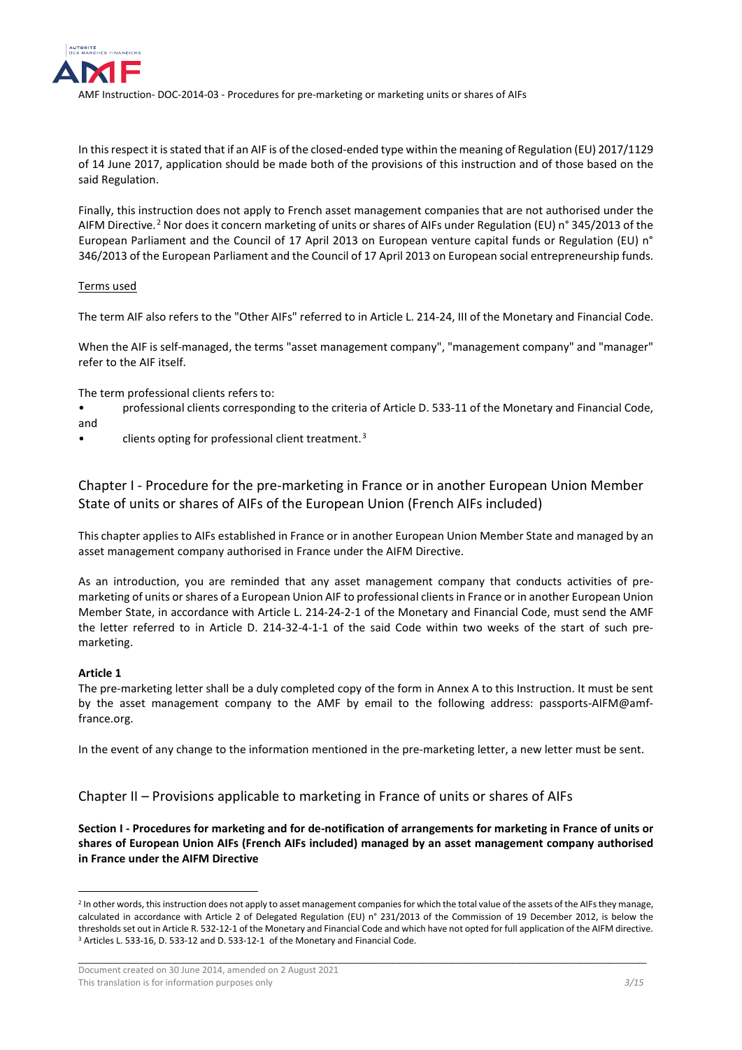In this respect it is stated that if an AIF is of the closed-ended type within the meaning of Regulation (EU) 2017/1129 of 14 June 2017, application should be made both of the provisions of this instruction and of those based on the said Regulation.

Finally, this instruction does not apply to French asset management companies that are not authorised under the AIFM Directive.[2] Nor does it concern marketing of units or shares of AIFs under Regulation (EU) n° 345/2013 of the European Parliament and the Council of 17 April 2013 on European venture capital funds or Regulation (EU) n° 346/2013 of the European Parliament and the Council of 17 April 2013 on European social entrepreneurship funds.

Terms used

The term AIF also refers to the "Other AIFs" referred to in Article L. 214-24, III of the Monetary and Financial Code.

When the AIF is self-managed, the terms "asset management company", "management company" and "manager" refer to the AIF itself.

The term professional clients refers to:

- professional clients corresponding to the criteria of Article D. 533-11 of the Monetary and Financial Code, and
- clients opting for professional client treatment.[3]

## Chapter I - Procedure for the pre-marketing in France or in another European Union Member State of units or shares of AIFs of the European Union (French AIFs included)

This chapter applies to AIFs established in France or in another European Union Member State and managed by an asset management company authorised in France under the AIFM Directive.

As an introduction, you are reminded that any asset management company that conducts activities of pre-marketing of units or shares of a European Union AIF to professional clients in France or in another European Union Member State, in accordance with Article L. 214-24-2-1 of the Monetary and Financial Code, must send the AMF the letter referred to in Article D. 214-32-4-1-1 of the said Code within two weeks of the start of such pre-marketing.

**Article 1**

The pre-marketing letter shall be a duly completed copy of the form in Annex A to this Instruction. It must be sent by the asset management company to the AMF by email to the following address: passports-AIFM@amf-france.org.

In the event of any change to the information mentioned in the pre-marketing letter, a new letter must be sent.

## Chapter II – Provisions applicable to marketing in France of units or shares of AIFs

**Section I - Procedures for marketing and for de-notification of arrangements for marketing in France of units or shares of European Union AIFs (French AIFs included) managed by an asset management company authorised in France under the AIFM Directive**

---

[2] In other words, this instruction does not apply to asset management companies for which the total value of the assets of the AIFs they manage, calculated in accordance with Article 2 of Delegated Regulation (EU) n° 231/2013 of the Commission of 19 December 2012, is below the thresholds set out in Article R. 532-12-1 of the Monetary and Financial Code and which have not opted for full application of the AIFM directive.

[3] Articles L. 533-16, D. 533-12 and D. 533-12-1 of the Monetary and Financial Code.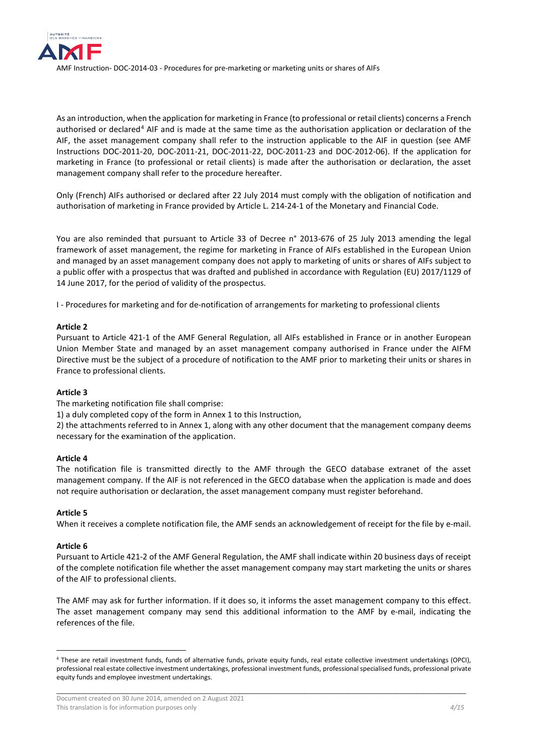As an introduction, when the application for marketing in France (to professional or retail clients) concerns a French authorised or declared[4] AIF and is made at the same time as the authorisation application or declaration of the AIF, the asset management company shall refer to the instruction applicable to the AIF in question (see AMF Instructions DOC-2011-20, DOC-2011-21, DOC-2011-22, DOC-2011-23 and DOC-2012-06). If the application for marketing in France (to professional or retail clients) is made after the authorisation or declaration, the asset management company shall refer to the procedure hereafter.

Only (French) AIFs authorised or declared after 22 July 2014 must comply with the obligation of notification and authorisation of marketing in France provided by Article L. 214-24-1 of the Monetary and Financial Code.

You are also reminded that pursuant to Article 33 of Decree n° 2013-676 of 25 July 2013 amending the legal framework of asset management, the regime for marketing in France of AIFs established in the European Union and managed by an asset management company does not apply to marketing of units or shares of AIFs subject to a public offer with a prospectus that was drafted and published in accordance with Regulation (EU) 2017/1129 of 14 June 2017, for the period of validity of the prospectus.

I - Procedures for marketing and for de-notification of arrangements for marketing to professional clients

**Article 2**
Pursuant to Article 421-1 of the AMF General Regulation, all AIFs established in France or in another European Union Member State and managed by an asset management company authorised in France under the AIFM Directive must be the subject of a procedure of notification to the AMF prior to marketing their units or shares in France to professional clients.

**Article 3**
The marketing notification file shall comprise:
1) a duly completed copy of the form in Annex 1 to this Instruction,
2) the attachments referred to in Annex 1, along with any other document that the management company deems necessary for the examination of the application.

**Article 4**
The notification file is transmitted directly to the AMF through the GECO database extranet of the asset management company. If the AIF is not referenced in the GECO database when the application is made and does not require authorisation or declaration, the asset management company must register beforehand.

**Article 5**
When it receives a complete notification file, the AMF sends an acknowledgement of receipt for the file by e-mail.

**Article 6**
Pursuant to Article 421-2 of the AMF General Regulation, the AMF shall indicate within 20 business days of receipt of the complete notification file whether the asset management company may start marketing the units or shares of the AIF to professional clients.

The AMF may ask for further information. If it does so, it informs the asset management company to this effect. The asset management company may send this additional information to the AMF by e-mail, indicating the references of the file.

---

[4] These are retail investment funds, funds of alternative funds, private equity funds, real estate collective investment undertakings (OPCI), professional real estate collective investment undertakings, professional investment funds, professional specialised funds, professional private equity funds and employee investment undertakings.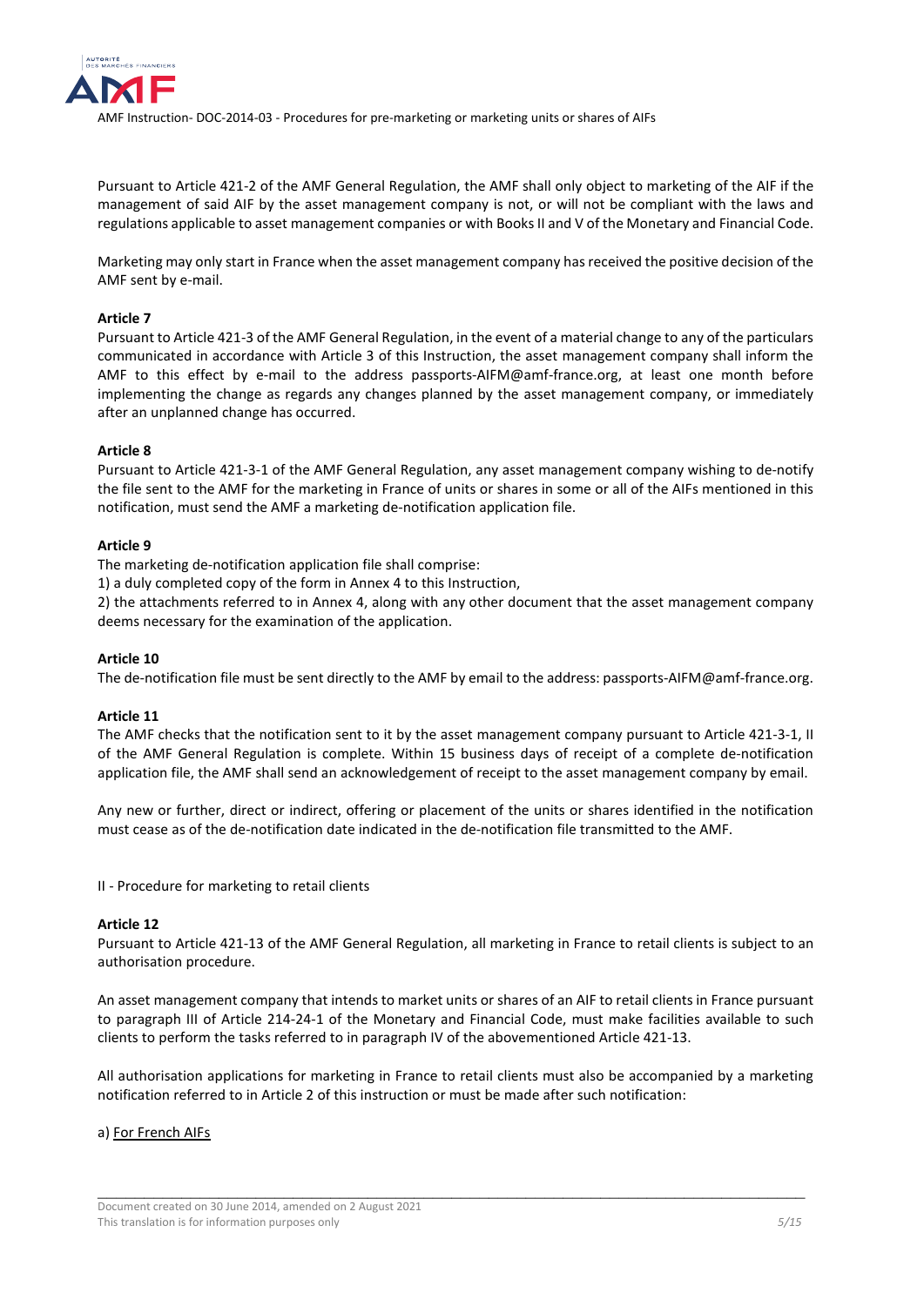Pursuant to Article 421-2 of the AMF General Regulation, the AMF shall only object to marketing of the AIF if the management of said AIF by the asset management company is not, or will not be compliant with the laws and regulations applicable to asset management companies or with Books II and V of the Monetary and Financial Code.

Marketing may only start in France when the asset management company has received the positive decision of the AMF sent by e-mail.

**Article 7**

Pursuant to Article 421-3 of the AMF General Regulation, in the event of a material change to any of the particulars communicated in accordance with Article 3 of this Instruction, the asset management company shall inform the AMF to this effect by e-mail to the address passports-AIFM@amf-france.org, at least one month before implementing the change as regards any changes planned by the asset management company, or immediately after an unplanned change has occurred.

**Article 8**

Pursuant to Article 421-3-1 of the AMF General Regulation, any asset management company wishing to de-notify the file sent to the AMF for the marketing in France of units or shares in some or all of the AIFs mentioned in this notification, must send the AMF a marketing de-notification application file.

**Article 9**

The marketing de-notification application file shall comprise:

1) a duly completed copy of the form in Annex 4 to this Instruction,

2) the attachments referred to in Annex 4, along with any other document that the asset management company deems necessary for the examination of the application.

**Article 10**

The de-notification file must be sent directly to the AMF by email to the address: passports-AIFM@amf-france.org.

**Article 11**

The AMF checks that the notification sent to it by the asset management company pursuant to Article 421-3-1, II of the AMF General Regulation is complete. Within 15 business days of receipt of a complete de-notification application file, the AMF shall send an acknowledgement of receipt to the asset management company by email.

Any new or further, direct or indirect, offering or placement of the units or shares identified in the notification must cease as of the de-notification date indicated in the de-notification file transmitted to the AMF.

## II - Procedure for marketing to retail clients

**Article 12**

Pursuant to Article 421-13 of the AMF General Regulation, all marketing in France to retail clients is subject to an authorisation procedure.

An asset management company that intends to market units or shares of an AIF to retail clients in France pursuant to paragraph III of Article 214-24-1 of the Monetary and Financial Code, must make facilities available to such clients to perform the tasks referred to in paragraph IV of the abovementioned Article 421-13.

All authorisation applications for marketing in France to retail clients must also be accompanied by a marketing notification referred to in Article 2 of this instruction or must be made after such notification:

a) For French AIFs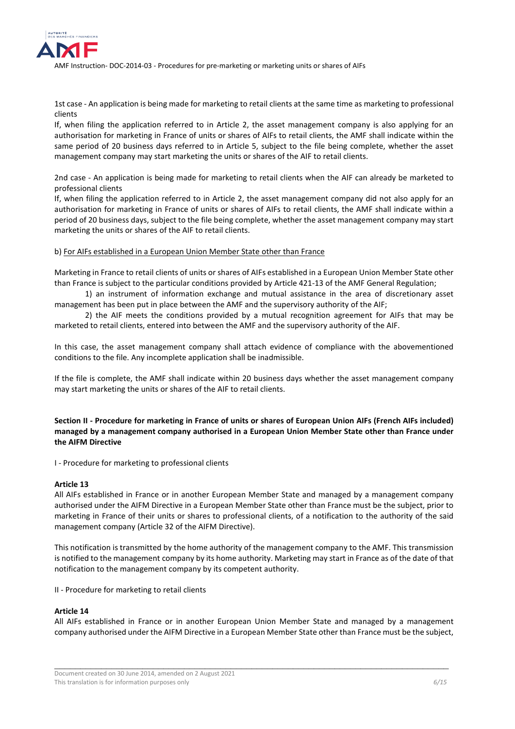1st case - An application is being made for marketing to retail clients at the same time as marketing to professional clients

If, when filing the application referred to in Article 2, the asset management company is also applying for an authorisation for marketing in France of units or shares of AIFs to retail clients, the AMF shall indicate within the same period of 20 business days referred to in Article 5, subject to the file being complete, whether the asset management company may start marketing the units or shares of the AIF to retail clients.

2nd case - An application is being made for marketing to retail clients when the AIF can already be marketed to professional clients

If, when filing the application referred to in Article 2, the asset management company did not also apply for an authorisation for marketing in France of units or shares of AIFs to retail clients, the AMF shall indicate within a period of 20 business days, subject to the file being complete, whether the asset management company may start marketing the units or shares of the AIF to retail clients.

b) For AIFs established in a European Union Member State other than France

Marketing in France to retail clients of units or shares of AIFs established in a European Union Member State other than France is subject to the particular conditions provided by Article 421-13 of the AMF General Regulation;

1) an instrument of information exchange and mutual assistance in the area of discretionary asset management has been put in place between the AMF and the supervisory authority of the AIF;

2) the AIF meets the conditions provided by a mutual recognition agreement for AIFs that may be marketed to retail clients, entered into between the AMF and the supervisory authority of the AIF.

In this case, the asset management company shall attach evidence of compliance with the abovementioned conditions to the file. Any incomplete application shall be inadmissible.

If the file is complete, the AMF shall indicate within 20 business days whether the asset management company may start marketing the units or shares of the AIF to retail clients.

**Section II - Procedure for marketing in France of units or shares of European Union AIFs (French AIFs included) managed by a management company authorised in a European Union Member State other than France under the AIFM Directive**

I - Procedure for marketing to professional clients

**Article 13**

All AIFs established in France or in another European Member State and managed by a management company authorised under the AIFM Directive in a European Member State other than France must be the subject, prior to marketing in France of their units or shares to professional clients, of a notification to the authority of the said management company (Article 32 of the AIFM Directive).

This notification is transmitted by the home authority of the management company to the AMF. This transmission is notified to the management company by its home authority. Marketing may start in France as of the date of that notification to the management company by its competent authority.

II - Procedure for marketing to retail clients

**Article 14**

All AIFs established in France or in another European Union Member State and managed by a management company authorised under the AIFM Directive in a European Member State other than France must be the subject,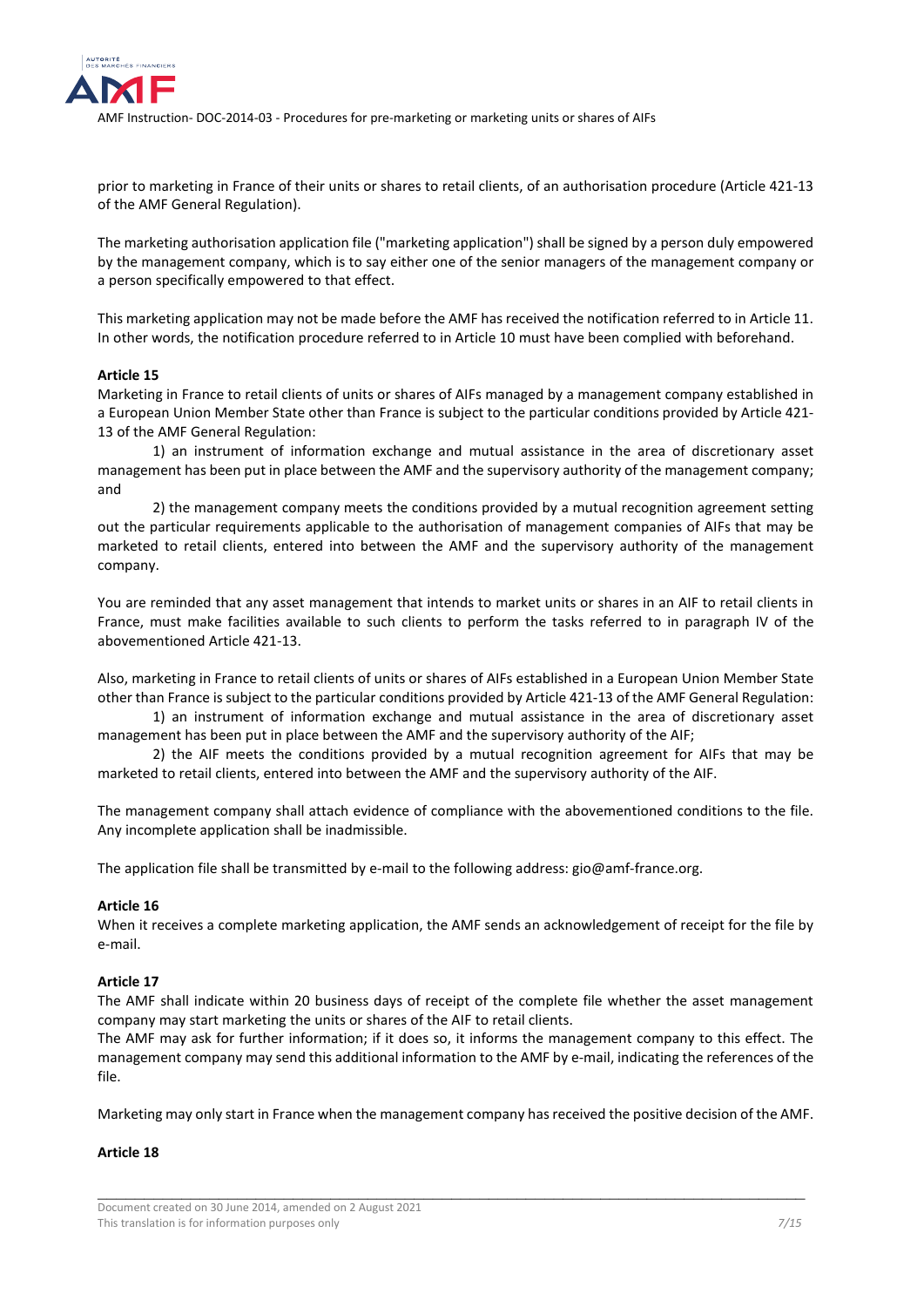prior to marketing in France of their units or shares to retail clients, of an authorisation procedure (Article 421-13 of the AMF General Regulation).

The marketing authorisation application file ("marketing application") shall be signed by a person duly empowered by the management company, which is to say either one of the senior managers of the management company or a person specifically empowered to that effect.

This marketing application may not be made before the AMF has received the notification referred to in Article 11. In other words, the notification procedure referred to in Article 10 must have been complied with beforehand.

**Article 15**

Marketing in France to retail clients of units or shares of AIFs managed by a management company established in a European Union Member State other than France is subject to the particular conditions provided by Article 421-13 of the AMF General Regulation:

1) an instrument of information exchange and mutual assistance in the area of discretionary asset management has been put in place between the AMF and the supervisory authority of the management company; and

2) the management company meets the conditions provided by a mutual recognition agreement setting out the particular requirements applicable to the authorisation of management companies of AIFs that may be marketed to retail clients, entered into between the AMF and the supervisory authority of the management company.

You are reminded that any asset management that intends to market units or shares in an AIF to retail clients in France, must make facilities available to such clients to perform the tasks referred to in paragraph IV of the abovementioned Article 421-13.

Also, marketing in France to retail clients of units or shares of AIFs established in a European Union Member State other than France is subject to the particular conditions provided by Article 421-13 of the AMF General Regulation:

1) an instrument of information exchange and mutual assistance in the area of discretionary asset management has been put in place between the AMF and the supervisory authority of the AIF;

2) the AIF meets the conditions provided by a mutual recognition agreement for AIFs that may be marketed to retail clients, entered into between the AMF and the supervisory authority of the AIF.

The management company shall attach evidence of compliance with the abovementioned conditions to the file. Any incomplete application shall be inadmissible.

The application file shall be transmitted by e-mail to the following address: gio@amf-france.org.

**Article 16**

When it receives a complete marketing application, the AMF sends an acknowledgement of receipt for the file by e-mail.

**Article 17**

The AMF shall indicate within 20 business days of receipt of the complete file whether the asset management company may start marketing the units or shares of the AIF to retail clients.

The AMF may ask for further information; if it does so, it informs the management company to this effect. The management company may send this additional information to the AMF by e-mail, indicating the references of the file.

Marketing may only start in France when the management company has received the positive decision of the AMF.

**Article 18**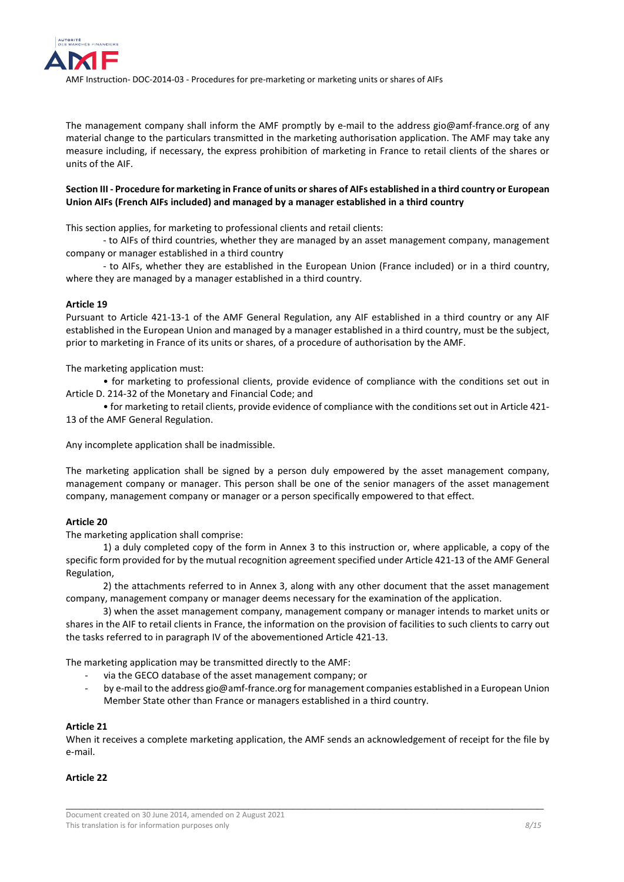The management company shall inform the AMF promptly by e-mail to the address gio@amf-france.org of any material change to the particulars transmitted in the marketing authorisation application. The AMF may take any measure including, if necessary, the express prohibition of marketing in France to retail clients of the shares or units of the AIF.

**Section III - Procedure for marketing in France of units or shares of AIFs established in a third country or European Union AIFs (French AIFs included) and managed by a manager established in a third country**

This section applies, for marketing to professional clients and retail clients:

- to AIFs of third countries, whether they are managed by an asset management company, management company or manager established in a third country
- to AIFs, whether they are established in the European Union (France included) or in a third country, where they are managed by a manager established in a third country.

**Article 19**

Pursuant to Article 421-13-1 of the AMF General Regulation, any AIF established in a third country or any AIF established in the European Union and managed by a manager established in a third country, must be the subject, prior to marketing in France of its units or shares, of a procedure of authorisation by the AMF.

The marketing application must:

- for marketing to professional clients, provide evidence of compliance with the conditions set out in Article D. 214-32 of the Monetary and Financial Code; and
- for marketing to retail clients, provide evidence of compliance with the conditions set out in Article 421-13 of the AMF General Regulation.

Any incomplete application shall be inadmissible.

The marketing application shall be signed by a person duly empowered by the asset management company, management company or manager. This person shall be one of the senior managers of the asset management company, management company or manager or a person specifically empowered to that effect.

**Article 20**

The marketing application shall comprise:

1) a duly completed copy of the form in Annex 3 to this instruction or, where applicable, a copy of the specific form provided for by the mutual recognition agreement specified under Article 421-13 of the AMF General Regulation,

2) the attachments referred to in Annex 3, along with any other document that the asset management company, management company or manager deems necessary for the examination of the application.

3) when the asset management company, management company or manager intends to market units or shares in the AIF to retail clients in France, the information on the provision of facilities to such clients to carry out the tasks referred to in paragraph IV of the abovementioned Article 421-13.

The marketing application may be transmitted directly to the AMF:

- via the GECO database of the asset management company; or
- by e-mail to the address gio@amf-france.org for management companies established in a European Union Member State other than France or managers established in a third country.

**Article 21**

When it receives a complete marketing application, the AMF sends an acknowledgement of receipt for the file by e-mail.

**Article 22**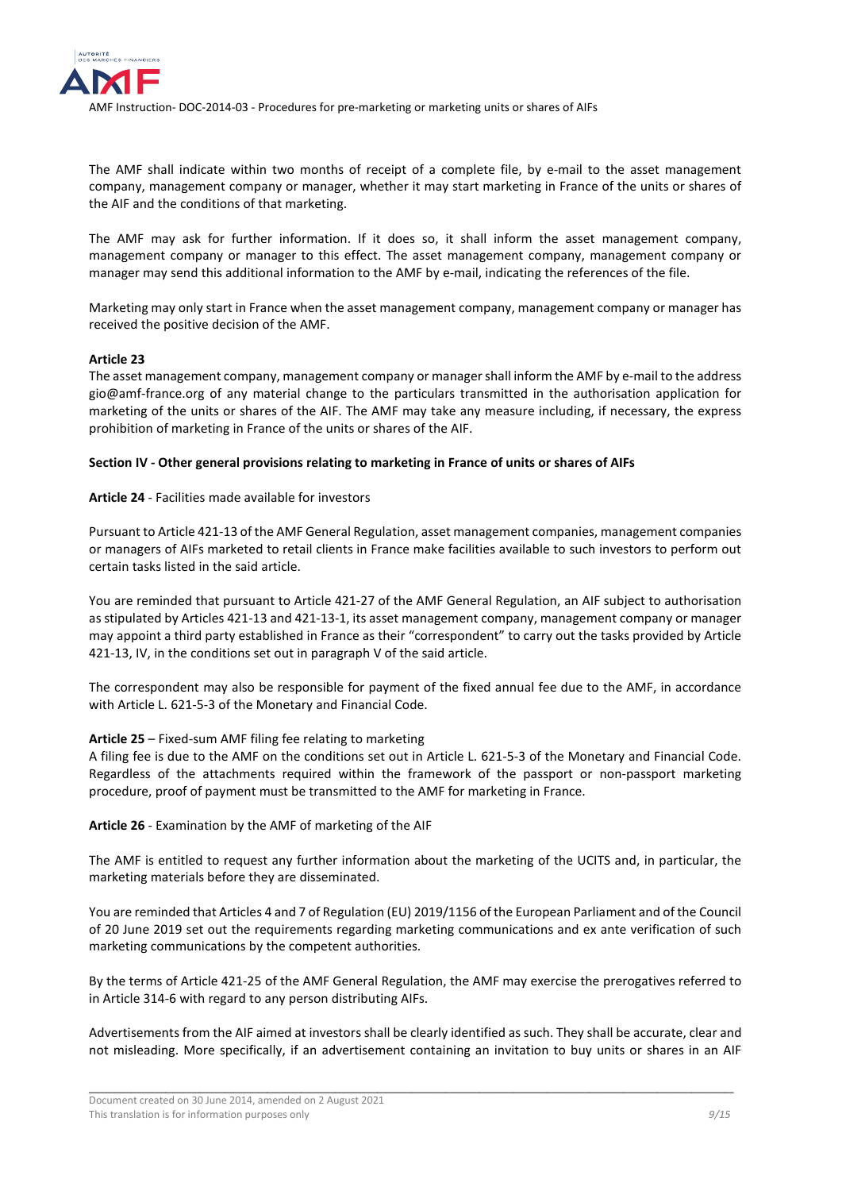The AMF shall indicate within two months of receipt of a complete file, by e-mail to the asset management company, management company or manager, whether it may start marketing in France of the units or shares of the AIF and the conditions of that marketing.

The AMF may ask for further information. If it does so, it shall inform the asset management company, management company or manager to this effect. The asset management company, management company or manager may send this additional information to the AMF by e-mail, indicating the references of the file.

Marketing may only start in France when the asset management company, management company or manager has received the positive decision of the AMF.

**Article 23**

The asset management company, management company or manager shall inform the AMF by e-mail to the address gio@amf-france.org of any material change to the particulars transmitted in the authorisation application for marketing of the units or shares of the AIF. The AMF may take any measure including, if necessary, the express prohibition of marketing in France of the units or shares of the AIF.

**Section IV - Other general provisions relating to marketing in France of units or shares of AIFs**

**Article 24** - Facilities made available for investors

Pursuant to Article 421-13 of the AMF General Regulation, asset management companies, management companies or managers of AIFs marketed to retail clients in France make facilities available to such investors to perform out certain tasks listed in the said article.

You are reminded that pursuant to Article 421-27 of the AMF General Regulation, an AIF subject to authorisation as stipulated by Articles 421-13 and 421-13-1, its asset management company, management company or manager may appoint a third party established in France as their "correspondent" to carry out the tasks provided by Article 421-13, IV, in the conditions set out in paragraph V of the said article.

The correspondent may also be responsible for payment of the fixed annual fee due to the AMF, in accordance with Article L. 621-5-3 of the Monetary and Financial Code.

**Article 25** – Fixed-sum AMF filing fee relating to marketing

A filing fee is due to the AMF on the conditions set out in Article L. 621-5-3 of the Monetary and Financial Code. Regardless of the attachments required within the framework of the passport or non-passport marketing procedure, proof of payment must be transmitted to the AMF for marketing in France.

**Article 26** - Examination by the AMF of marketing of the AIF

The AMF is entitled to request any further information about the marketing of the UCITS and, in particular, the marketing materials before they are disseminated.

You are reminded that Articles 4 and 7 of Regulation (EU) 2019/1156 of the European Parliament and of the Council of 20 June 2019 set out the requirements regarding marketing communications and ex ante verification of such marketing communications by the competent authorities.

By the terms of Article 421-25 of the AMF General Regulation, the AMF may exercise the prerogatives referred to in Article 314-6 with regard to any person distributing AIFs.

Advertisements from the AIF aimed at investors shall be clearly identified as such. They shall be accurate, clear and not misleading. More specifically, if an advertisement containing an invitation to buy units or shares in an AIF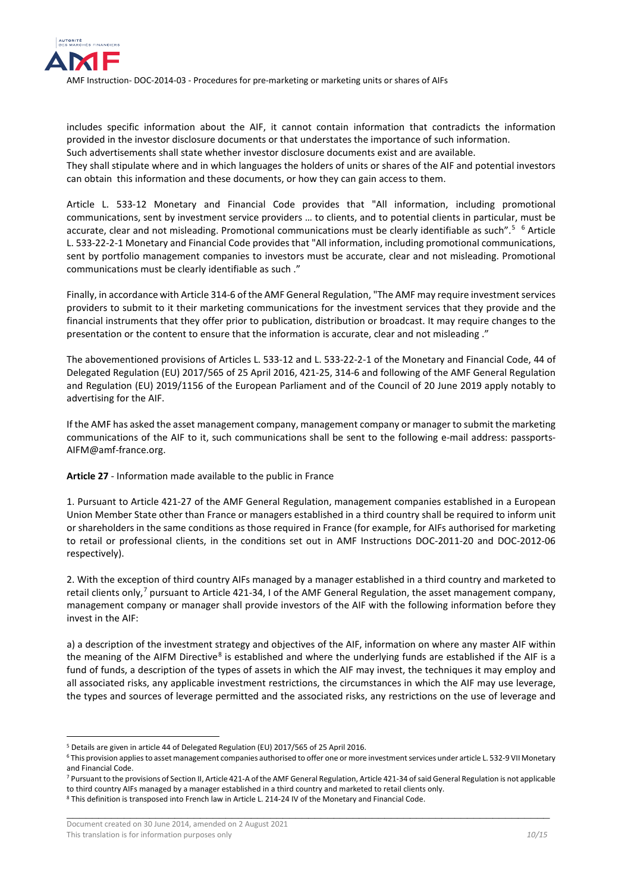includes specific information about the AIF, it cannot contain information that contradicts the information provided in the investor disclosure documents or that understates the importance of such information.
Such advertisements shall state whether investor disclosure documents exist and are available.
They shall stipulate where and in which languages the holders of units or shares of the AIF and potential investors can obtain this information and these documents, or how they can gain access to them.

Article L. 533-12 Monetary and Financial Code provides that "All information, including promotional communications, sent by investment service providers … to clients, and to potential clients in particular, must be accurate, clear and not misleading. Promotional communications must be clearly identifiable as such".[5] [6] Article L. 533-22-2-1 Monetary and Financial Code provides that "All information, including promotional communications, sent by portfolio management companies to investors must be accurate, clear and not misleading. Promotional communications must be clearly identifiable as such ."

Finally, in accordance with Article 314-6 of the AMF General Regulation, "The AMF may require investment services providers to submit to it their marketing communications for the investment services that they provide and the financial instruments that they offer prior to publication, distribution or broadcast. It may require changes to the presentation or the content to ensure that the information is accurate, clear and not misleading ."

The abovementioned provisions of Articles L. 533-12 and L. 533-22-2-1 of the Monetary and Financial Code, 44 of Delegated Regulation (EU) 2017/565 of 25 April 2016, 421-25, 314-6 and following of the AMF General Regulation and Regulation (EU) 2019/1156 of the European Parliament and of the Council of 20 June 2019 apply notably to advertising for the AIF.

If the AMF has asked the asset management company, management company or manager to submit the marketing communications of the AIF to it, such communications shall be sent to the following e-mail address: passports-AIFM@amf-france.org.

**Article 27** - Information made available to the public in France

1. Pursuant to Article 421-27 of the AMF General Regulation, management companies established in a European Union Member State other than France or managers established in a third country shall be required to inform unit or shareholders in the same conditions as those required in France (for example, for AIFs authorised for marketing to retail or professional clients, in the conditions set out in AMF Instructions DOC-2011-20 and DOC-2012-06 respectively).

2. With the exception of third country AIFs managed by a manager established in a third country and marketed to retail clients only,[7] pursuant to Article 421-34, I of the AMF General Regulation, the asset management company, management company or manager shall provide investors of the AIF with the following information before they invest in the AIF:

a) a description of the investment strategy and objectives of the AIF, information on where any master AIF within the meaning of the AIFM Directive[8] is established and where the underlying funds are established if the AIF is a fund of funds, a description of the types of assets in which the AIF may invest, the techniques it may employ and all associated risks, any applicable investment restrictions, the circumstances in which the AIF may use leverage, the types and sources of leverage permitted and the associated risks, any restrictions on the use of leverage and

---

[5] Details are given in article 44 of Delegated Regulation (EU) 2017/565 of 25 April 2016.

[6] This provision applies to asset management companies authorised to offer one or more investment services under article L. 532-9 VII Monetary and Financial Code.

[7] Pursuant to the provisions of Section II, Article 421-A of the AMF General Regulation, Article 421-34 of said General Regulation is not applicable to third country AIFs managed by a manager established in a third country and marketed to retail clients only.

[8] This definition is transposed into French law in Article L. 214-24 IV of the Monetary and Financial Code.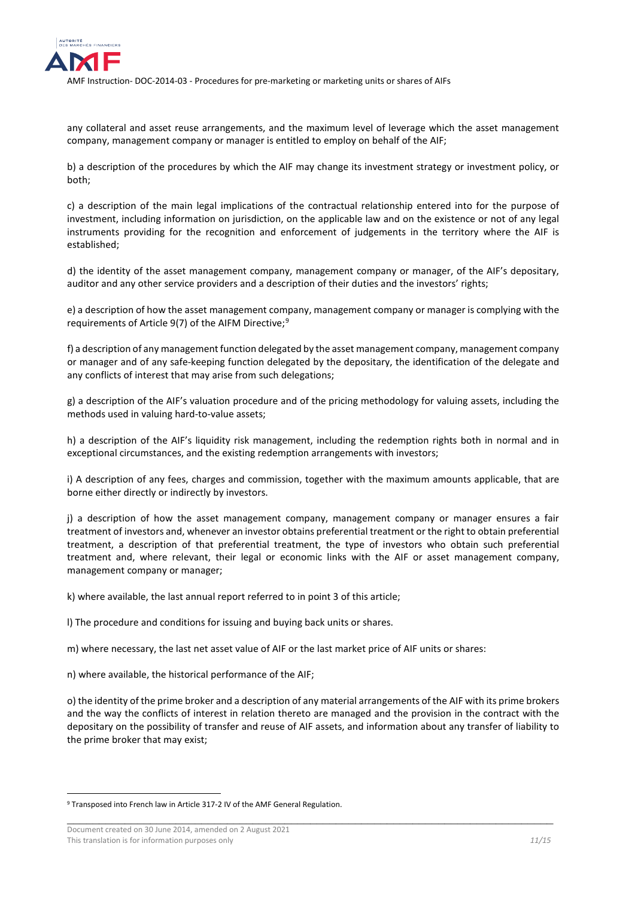any collateral and asset reuse arrangements, and the maximum level of leverage which the asset management company, management company or manager is entitled to employ on behalf of the AIF;

b) a description of the procedures by which the AIF may change its investment strategy or investment policy, or both;

c) a description of the main legal implications of the contractual relationship entered into for the purpose of investment, including information on jurisdiction, on the applicable law and on the existence or not of any legal instruments providing for the recognition and enforcement of judgements in the territory where the AIF is established;

d) the identity of the asset management company, management company or manager, of the AIF's depositary, auditor and any other service providers and a description of their duties and the investors' rights;

e) a description of how the asset management company, management company or manager is complying with the requirements of Article 9(7) of the AIFM Directive;[9]

f) a description of any management function delegated by the asset management company, management company or manager and of any safe-keeping function delegated by the depositary, the identification of the delegate and any conflicts of interest that may arise from such delegations;

g) a description of the AIF's valuation procedure and of the pricing methodology for valuing assets, including the methods used in valuing hard-to-value assets;

h) a description of the AIF's liquidity risk management, including the redemption rights both in normal and in exceptional circumstances, and the existing redemption arrangements with investors;

i) A description of any fees, charges and commission, together with the maximum amounts applicable, that are borne either directly or indirectly by investors.

j) a description of how the asset management company, management company or manager ensures a fair treatment of investors and, whenever an investor obtains preferential treatment or the right to obtain preferential treatment, a description of that preferential treatment, the type of investors who obtain such preferential treatment and, where relevant, their legal or economic links with the AIF or asset management company, management company or manager;

k) where available, the last annual report referred to in point 3 of this article;

l) The procedure and conditions for issuing and buying back units or shares.

m) where necessary, the last net asset value of AIF or the last market price of AIF units or shares:

n) where available, the historical performance of the AIF;

o) the identity of the prime broker and a description of any material arrangements of the AIF with its prime brokers and the way the conflicts of interest in relation thereto are managed and the provision in the contract with the depositary on the possibility of transfer and reuse of AIF assets, and information about any transfer of liability to the prime broker that may exist;

---

[9] Transposed into French law in Article 317-2 IV of the AMF General Regulation.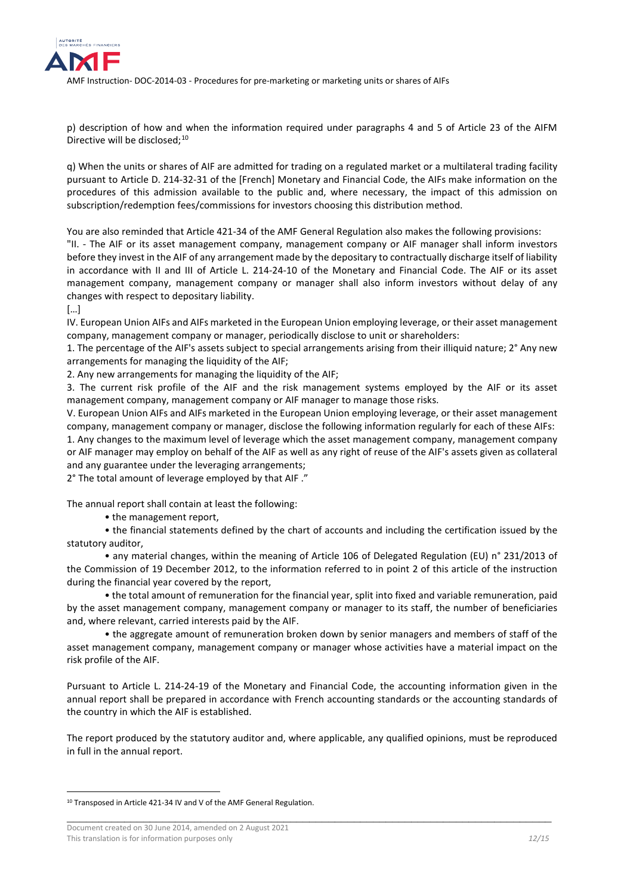p) description of how and when the information required under paragraphs 4 and 5 of Article 23 of the AIFM Directive will be disclosed;[10]

q) When the units or shares of AIF are admitted for trading on a regulated market or a multilateral trading facility pursuant to Article D. 214-32-31 of the [French] Monetary and Financial Code, the AIFs make information on the procedures of this admission available to the public and, where necessary, the impact of this admission on subscription/redemption fees/commissions for investors choosing this distribution method.

You are also reminded that Article 421-34 of the AMF General Regulation also makes the following provisions:
"II. - The AIF or its asset management company, management company or AIF manager shall inform investors before they invest in the AIF of any arrangement made by the depositary to contractually discharge itself of liability in accordance with II and III of Article L. 214-24-10 of the Monetary and Financial Code. The AIF or its asset management company, management company or manager shall also inform investors without delay of any changes with respect to depositary liability.
[…]
IV. European Union AIFs and AIFs marketed in the European Union employing leverage, or their asset management company, management company or manager, periodically disclose to unit or shareholders:
1. The percentage of the AIF's assets subject to special arrangements arising from their illiquid nature; 2° Any new arrangements for managing the liquidity of the AIF;
2. Any new arrangements for managing the liquidity of the AIF;
3. The current risk profile of the AIF and the risk management systems employed by the AIF or its asset management company, management company or AIF manager to manage those risks.
V. European Union AIFs and AIFs marketed in the European Union employing leverage, or their asset management company, management company or manager, disclose the following information regularly for each of these AIFs:
1. Any changes to the maximum level of leverage which the asset management company, management company or AIF manager may employ on behalf of the AIF as well as any right of reuse of the AIF's assets given as collateral and any guarantee under the leveraging arrangements;
2° The total amount of leverage employed by that AIF ."

The annual report shall contain at least the following:

- the management report,
- the financial statements defined by the chart of accounts and including the certification issued by the statutory auditor,
- any material changes, within the meaning of Article 106 of Delegated Regulation (EU) n° 231/2013 of the Commission of 19 December 2012, to the information referred to in point 2 of this article of the instruction during the financial year covered by the report,
- the total amount of remuneration for the financial year, split into fixed and variable remuneration, paid by the asset management company, management company or manager to its staff, the number of beneficiaries and, where relevant, carried interests paid by the AIF.
- the aggregate amount of remuneration broken down by senior managers and members of staff of the asset management company, management company or manager whose activities have a material impact on the risk profile of the AIF.

Pursuant to Article L. 214-24-19 of the Monetary and Financial Code, the accounting information given in the annual report shall be prepared in accordance with French accounting standards or the accounting standards of the country in which the AIF is established.

The report produced by the statutory auditor and, where applicable, any qualified opinions, must be reproduced in full in the annual report.

[10] Transposed in Article 421-34 IV and V of the AMF General Regulation.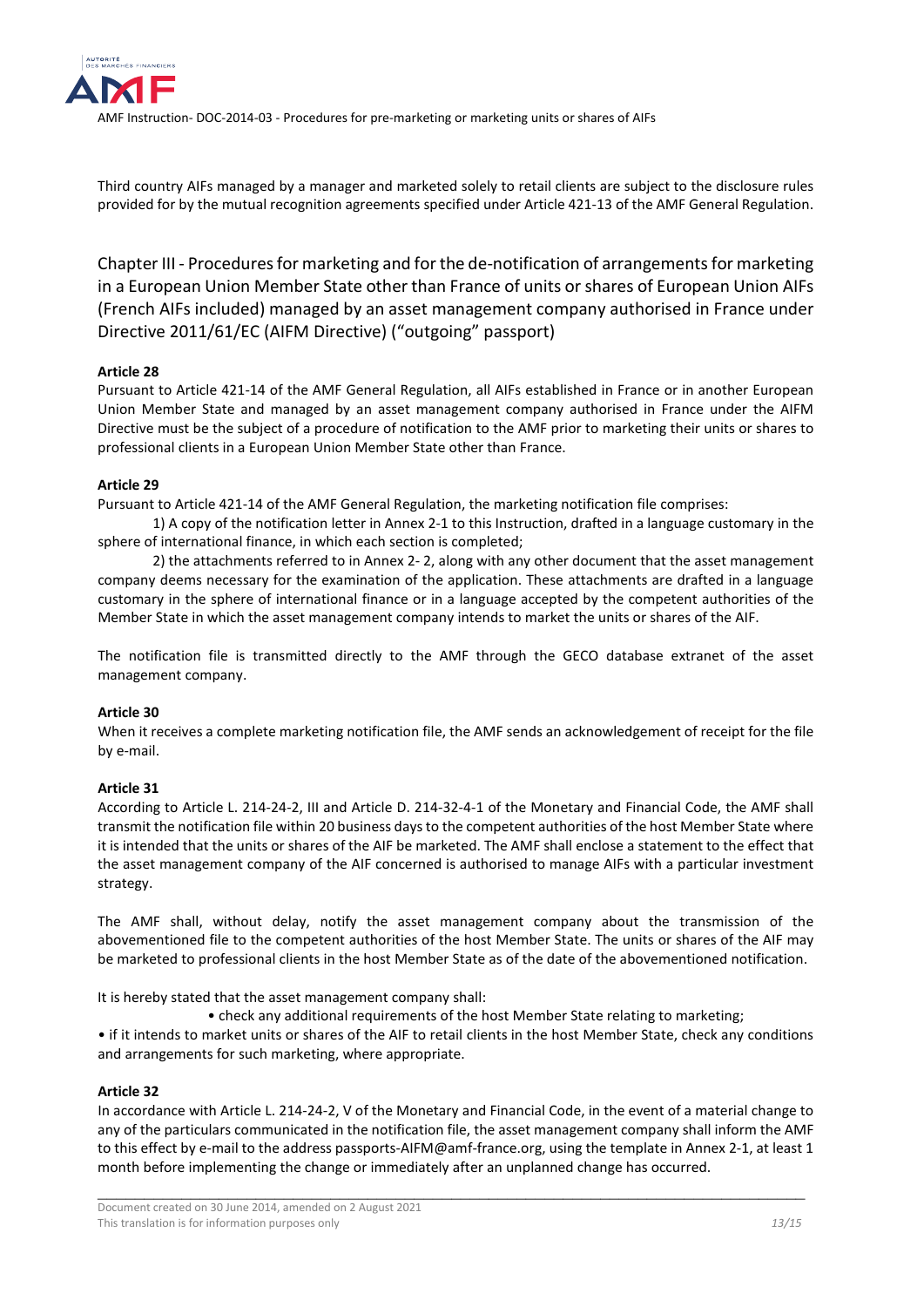Third country AIFs managed by a manager and marketed solely to retail clients are subject to the disclosure rules provided for by the mutual recognition agreements specified under Article 421-13 of the AMF General Regulation.

## Chapter III - Procedures for marketing and for the de-notification of arrangements for marketing in a European Union Member State other than France of units or shares of European Union AIFs (French AIFs included) managed by an asset management company authorised in France under Directive 2011/61/EC (AIFM Directive) ("outgoing" passport)

**Article 28**

Pursuant to Article 421-14 of the AMF General Regulation, all AIFs established in France or in another European Union Member State and managed by an asset management company authorised in France under the AIFM Directive must be the subject of a procedure of notification to the AMF prior to marketing their units or shares to professional clients in a European Union Member State other than France.

**Article 29**

Pursuant to Article 421-14 of the AMF General Regulation, the marketing notification file comprises:

1) A copy of the notification letter in Annex 2-1 to this Instruction, drafted in a language customary in the sphere of international finance, in which each section is completed;

2) the attachments referred to in Annex 2- 2, along with any other document that the asset management company deems necessary for the examination of the application. These attachments are drafted in a language customary in the sphere of international finance or in a language accepted by the competent authorities of the Member State in which the asset management company intends to market the units or shares of the AIF.

The notification file is transmitted directly to the AMF through the GECO database extranet of the asset management company.

**Article 30**

When it receives a complete marketing notification file, the AMF sends an acknowledgement of receipt for the file by e-mail.

**Article 31**

According to Article L. 214-24-2, III and Article D. 214-32-4-1 of the Monetary and Financial Code, the AMF shall transmit the notification file within 20 business days to the competent authorities of the host Member State where it is intended that the units or shares of the AIF be marketed. The AMF shall enclose a statement to the effect that the asset management company of the AIF concerned is authorised to manage AIFs with a particular investment strategy.

The AMF shall, without delay, notify the asset management company about the transmission of the abovementioned file to the competent authorities of the host Member State. The units or shares of the AIF may be marketed to professional clients in the host Member State as of the date of the abovementioned notification.

It is hereby stated that the asset management company shall:

- check any additional requirements of the host Member State relating to marketing;
- if it intends to market units or shares of the AIF to retail clients in the host Member State, check any conditions and arrangements for such marketing, where appropriate.

**Article 32**

In accordance with Article L. 214-24-2, V of the Monetary and Financial Code, in the event of a material change to any of the particulars communicated in the notification file, the asset management company shall inform the AMF to this effect by e-mail to the address passports-AIFM@amf-france.org, using the template in Annex 2-1, at least 1 month before implementing the change or immediately after an unplanned change has occurred.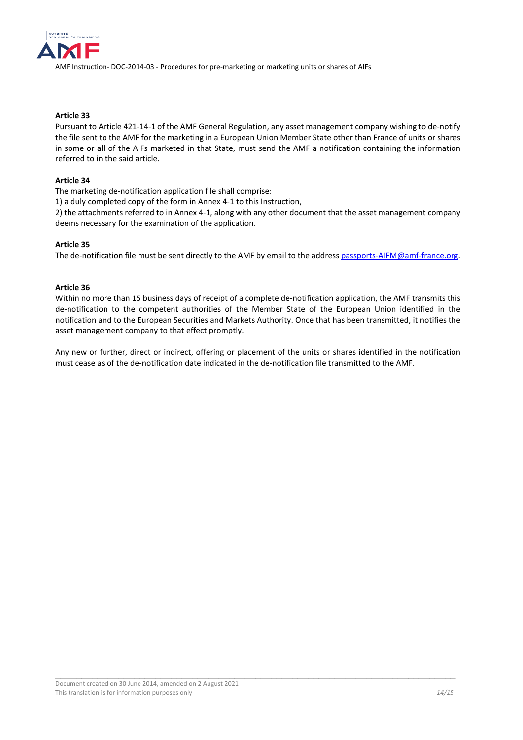**Article 33**

Pursuant to Article 421-14-1 of the AMF General Regulation, any asset management company wishing to de-notify the file sent to the AMF for the marketing in a European Union Member State other than France of units or shares in some or all of the AIFs marketed in that State, must send the AMF a notification containing the information referred to in the said article.

**Article 34**

The marketing de-notification application file shall comprise:

1) a duly completed copy of the form in Annex 4-1 to this Instruction,

2) the attachments referred to in Annex 4-1, along with any other document that the asset management company deems necessary for the examination of the application.

**Article 35**

The de-notification file must be sent directly to the AMF by email to the address passports-AIFM@amf-france.org.

**Article 36**

Within no more than 15 business days of receipt of a complete de-notification application, the AMF transmits this de-notification to the competent authorities of the Member State of the European Union identified in the notification and to the European Securities and Markets Authority. Once that has been transmitted, it notifies the asset management company to that effect promptly.

Any new or further, direct or indirect, offering or placement of the units or shares identified in the notification must cease as of the de-notification date indicated in the de-notification file transmitted to the AMF.